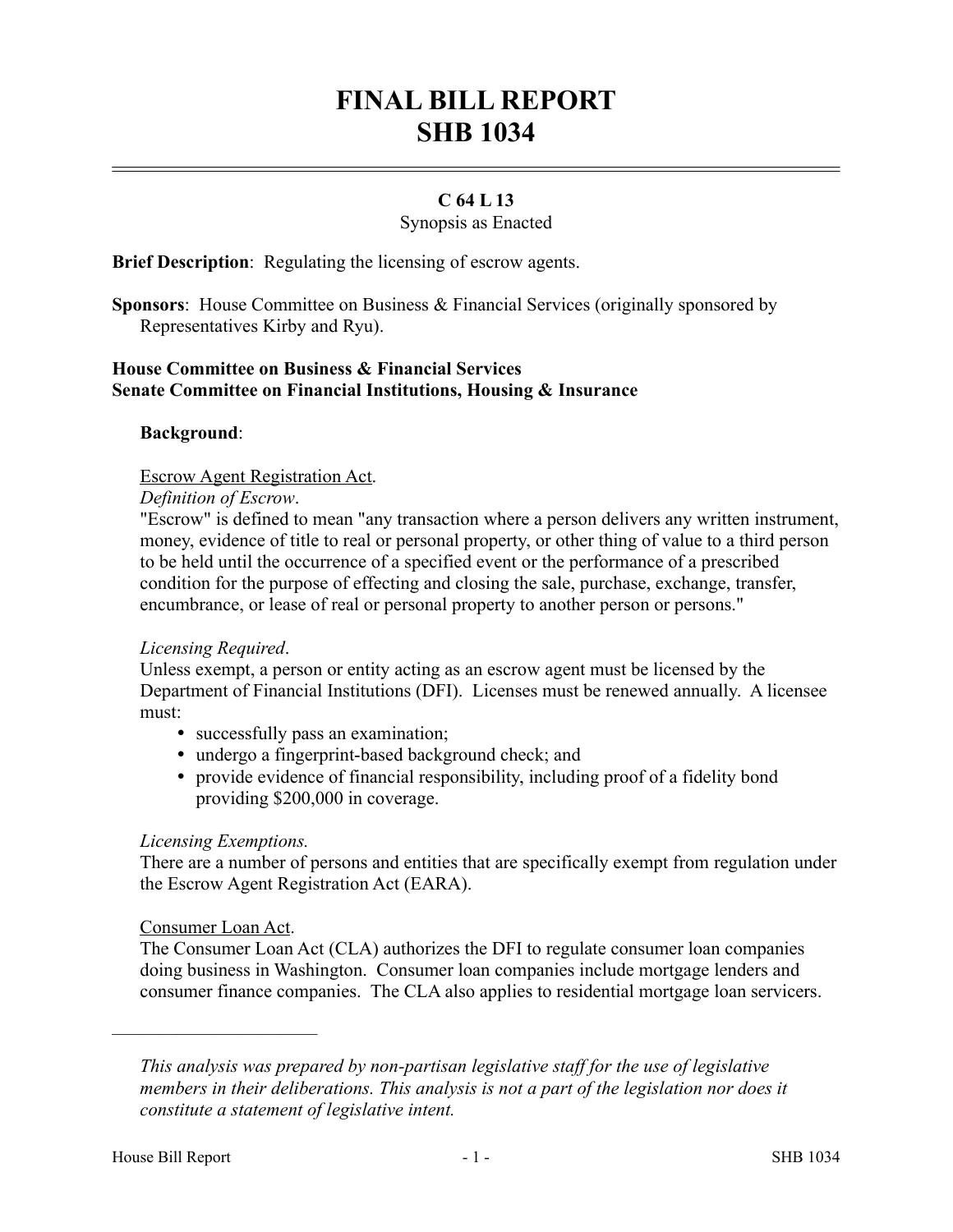# FINAL BILL REPORT
# SHB 1034

**C 64 L 13**

Synopsis as Enacted

**Brief Description**: Regulating the licensing of escrow agents.

**Sponsors**: House Committee on Business & Financial Services (originally sponsored by Representatives Kirby and Ryu).

**House Committee on Business & Financial Services**
**Senate Committee on Financial Institutions, Housing & Insurance**

**Background**:

Escrow Agent Registration Act.

*Definition of Escrow*.

"Escrow" is defined to mean "any transaction where a person delivers any written instrument, money, evidence of title to real or personal property, or other thing of value to a third person to be held until the occurrence of a specified event or the performance of a prescribed condition for the purpose of effecting and closing the sale, purchase, exchange, transfer, encumbrance, or lease of real or personal property to another person or persons."

*Licensing Required*.

Unless exempt, a person or entity acting as an escrow agent must be licensed by the Department of Financial Institutions (DFI). Licenses must be renewed annually. A licensee must:

- successfully pass an examination;
- undergo a fingerprint-based background check; and
- provide evidence of financial responsibility, including proof of a fidelity bond providing $200,000 in coverage.

*Licensing Exemptions.*

There are a number of persons and entities that are specifically exempt from regulation under the Escrow Agent Registration Act (EARA).

Consumer Loan Act.

The Consumer Loan Act (CLA) authorizes the DFI to regulate consumer loan companies doing business in Washington. Consumer loan companies include mortgage lenders and consumer finance companies. The CLA also applies to residential mortgage loan servicers.

---

*This analysis was prepared by non-partisan legislative staff for the use of legislative members in their deliberations. This analysis is not a part of the legislation nor does it constitute a statement of legislative intent.*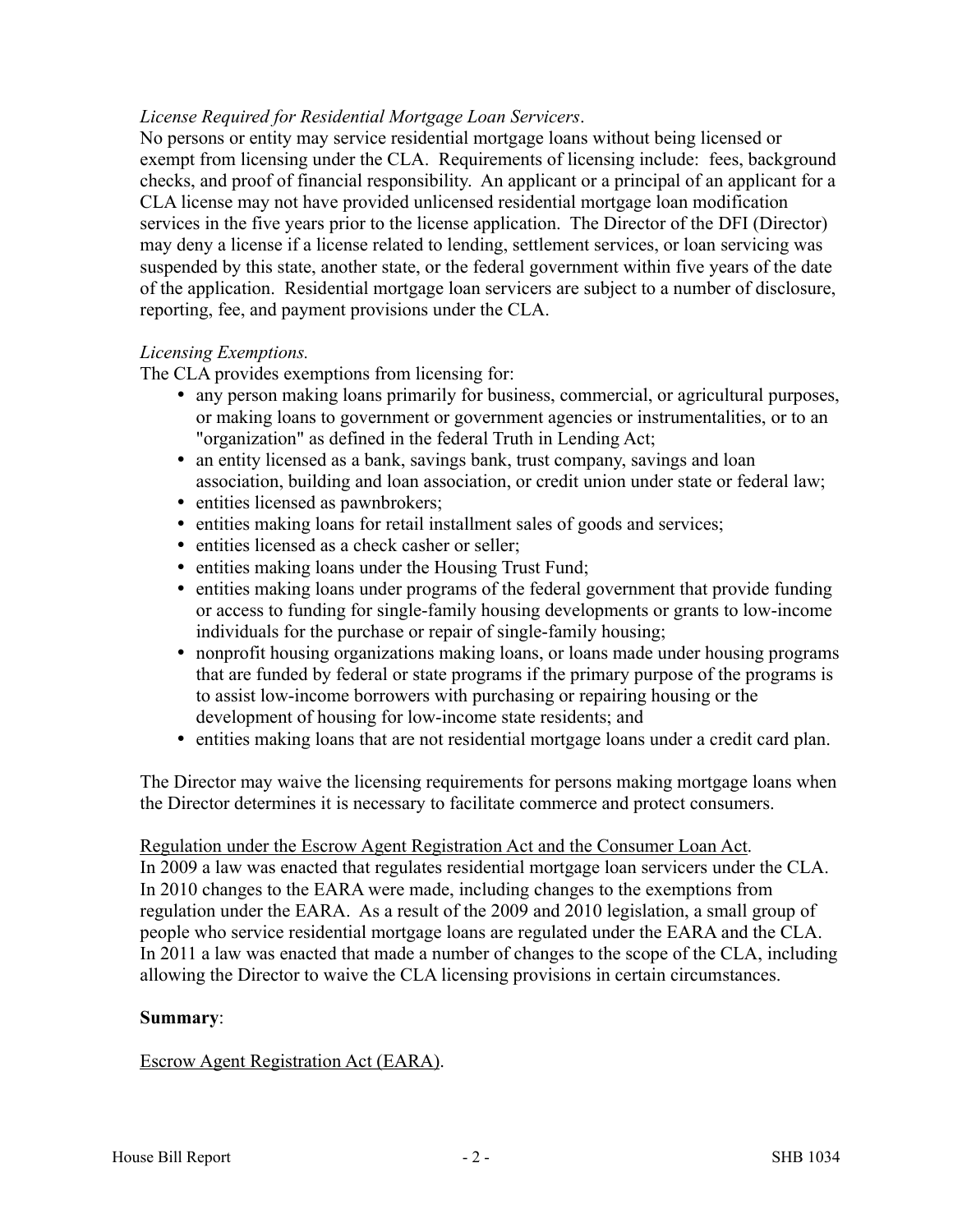*License Required for Residential Mortgage Loan Servicers*.

No persons or entity may service residential mortgage loans without being licensed or exempt from licensing under the CLA. Requirements of licensing include: fees, background checks, and proof of financial responsibility. An applicant or a principal of an applicant for a CLA license may not have provided unlicensed residential mortgage loan modification services in the five years prior to the license application. The Director of the DFI (Director) may deny a license if a license related to lending, settlement services, or loan servicing was suspended by this state, another state, or the federal government within five years of the date of the application. Residential mortgage loan servicers are subject to a number of disclosure, reporting, fee, and payment provisions under the CLA.

*Licensing Exemptions.*

The CLA provides exemptions from licensing for:

- any person making loans primarily for business, commercial, or agricultural purposes, or making loans to government or government agencies or instrumentalities, or to an "organization" as defined in the federal Truth in Lending Act;
- an entity licensed as a bank, savings bank, trust company, savings and loan association, building and loan association, or credit union under state or federal law;
- entities licensed as pawnbrokers;
- entities making loans for retail installment sales of goods and services;
- entities licensed as a check casher or seller;
- entities making loans under the Housing Trust Fund;
- entities making loans under programs of the federal government that provide funding or access to funding for single-family housing developments or grants to low-income individuals for the purchase or repair of single-family housing;
- nonprofit housing organizations making loans, or loans made under housing programs that are funded by federal or state programs if the primary purpose of the programs is to assist low-income borrowers with purchasing or repairing housing or the development of housing for low-income state residents; and
- entities making loans that are not residential mortgage loans under a credit card plan.

The Director may waive the licensing requirements for persons making mortgage loans when the Director determines it is necessary to facilitate commerce and protect consumers.

<u>Regulation under the Escrow Agent Registration Act and the Consumer Loan Act</u>.

In 2009 a law was enacted that regulates residential mortgage loan servicers under the CLA. In 2010 changes to the EARA were made, including changes to the exemptions from regulation under the EARA. As a result of the 2009 and 2010 legislation, a small group of people who service residential mortgage loans are regulated under the EARA and the CLA. In 2011 a law was enacted that made a number of changes to the scope of the CLA, including allowing the Director to waive the CLA licensing provisions in certain circumstances.

**Summary**:

<u>Escrow Agent Registration Act (EARA)</u>.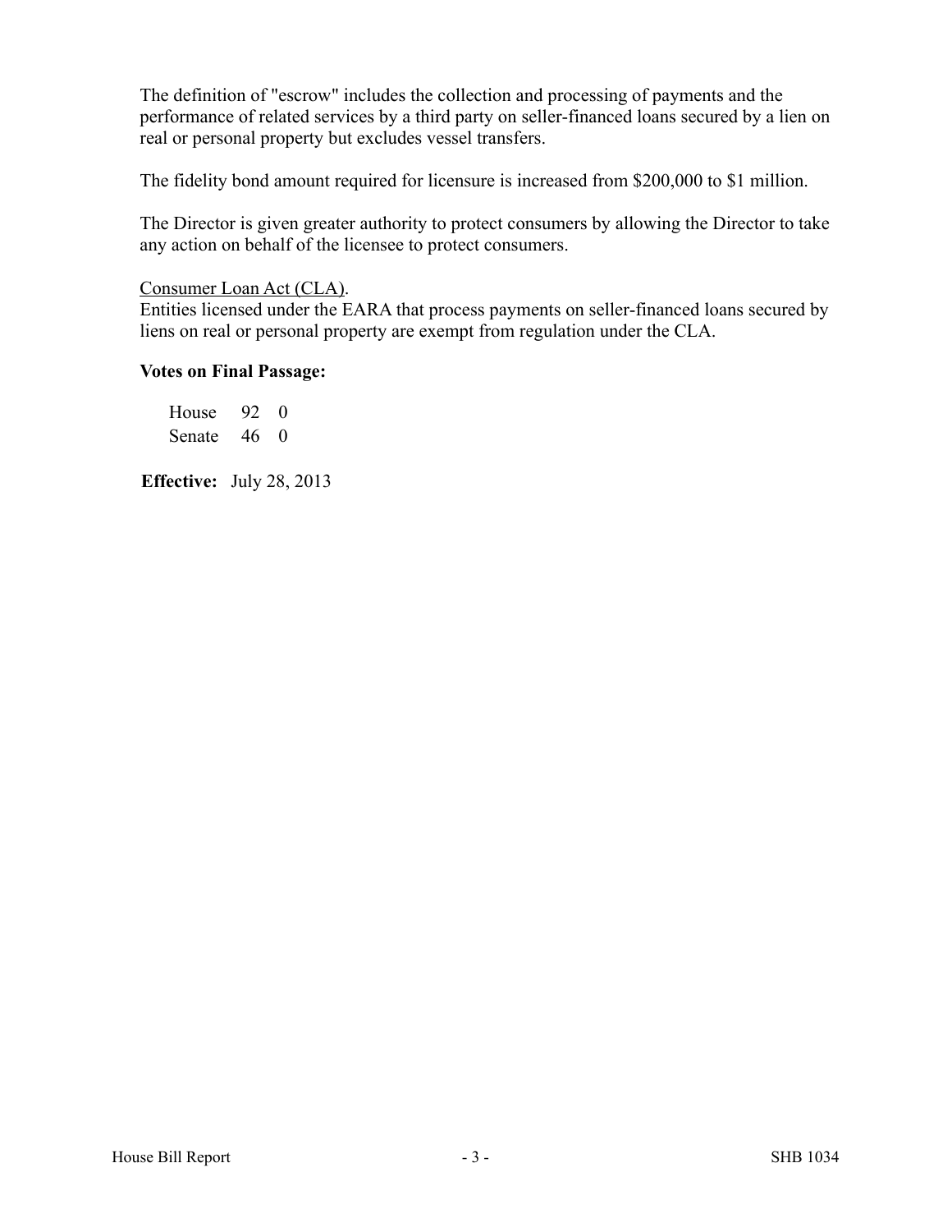The definition of "escrow" includes the collection and processing of payments and the performance of related services by a third party on seller-financed loans secured by a lien on real or personal property but excludes vessel transfers.

The fidelity bond amount required for licensure is increased from $200,000 to $1 million.

The Director is given greater authority to protect consumers by allowing the Director to take any action on behalf of the licensee to protect consumers.

Consumer Loan Act (CLA).

Entities licensed under the EARA that process payments on seller-financed loans secured by liens on real or personal property are exempt from regulation under the CLA.

**Votes on Final Passage:**

| | | |
|---|---|---|
| House | 92 | 0 |
| Senate | 46 | 0 |

**Effective:** July 28, 2013